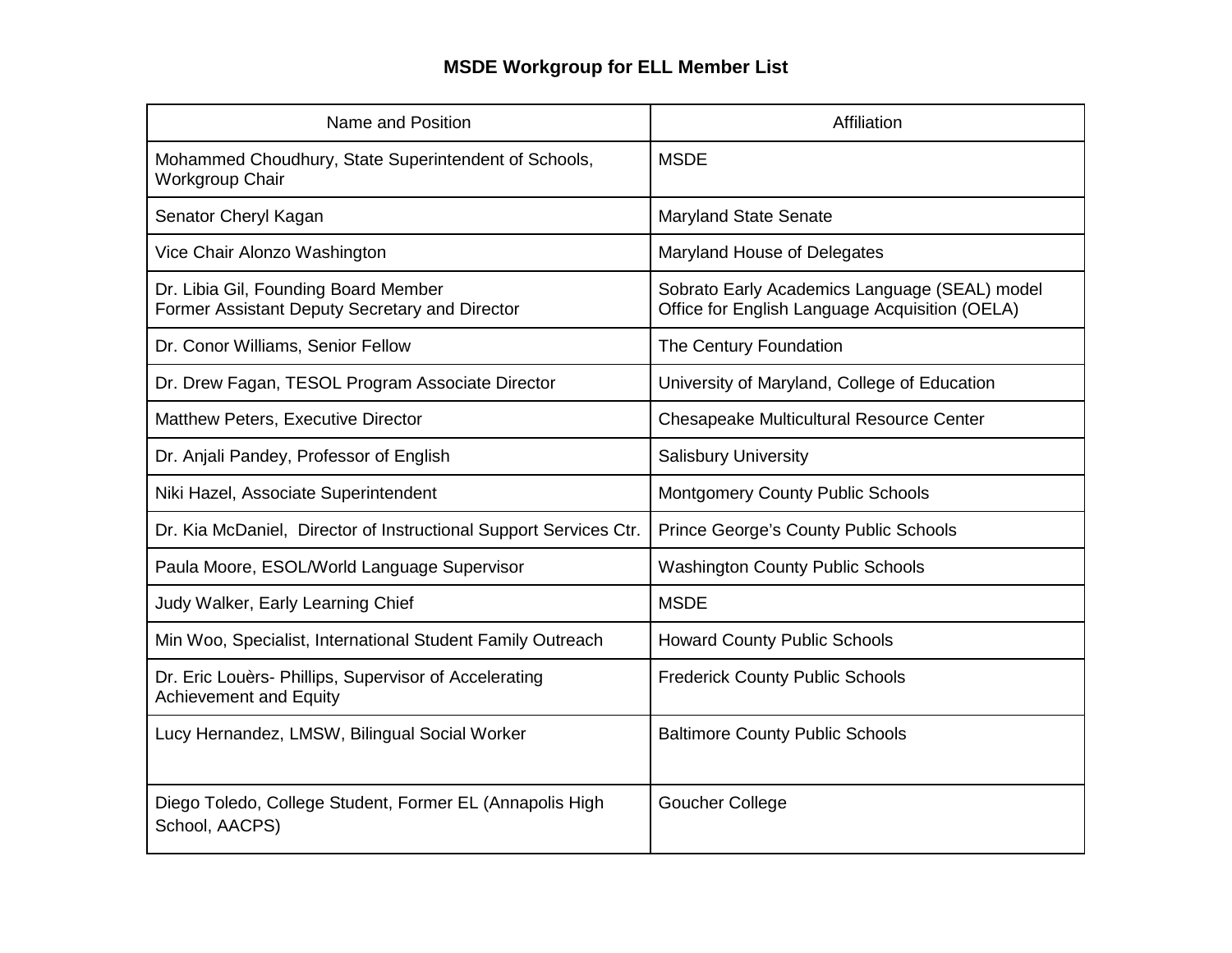# MSDE Workgroup for ELL Member List

| Name and Position | Affiliation |
|---|---|
| Mohammed Choudhury, State Superintendent of Schools, Workgroup Chair | MSDE |
| Senator Cheryl Kagan | Maryland State Senate |
| Vice Chair Alonzo Washington | Maryland House of Delegates |
| Dr. Libia Gil, Founding Board Member<br>Former Assistant Deputy Secretary and Director | Sobrato Early Academics Language (SEAL) model<br>Office for English Language Acquisition (OELA) |
| Dr. Conor Williams, Senior Fellow | The Century Foundation |
| Dr. Drew Fagan, TESOL Program Associate Director | University of Maryland, College of Education |
| Matthew Peters, Executive Director | Chesapeake Multicultural Resource Center |
| Dr. Anjali Pandey, Professor of English | Salisbury University |
| Niki Hazel, Associate Superintendent | Montgomery County Public Schools |
| Dr. Kia McDaniel, Director of Instructional Support Services Ctr. | Prince George's County Public Schools |
| Paula Moore, ESOL/World Language Supervisor | Washington County Public Schools |
| Judy Walker, Early Learning Chief | MSDE |
| Min Woo, Specialist, International Student Family Outreach | Howard County Public Schools |
| Dr. Eric Louèrs- Phillips, Supervisor of Accelerating Achievement and Equity | Frederick County Public Schools |
| Lucy Hernandez, LMSW, Bilingual Social Worker | Baltimore County Public Schools |
| Diego Toledo, College Student, Former EL (Annapolis High School, AACPS) | Goucher College |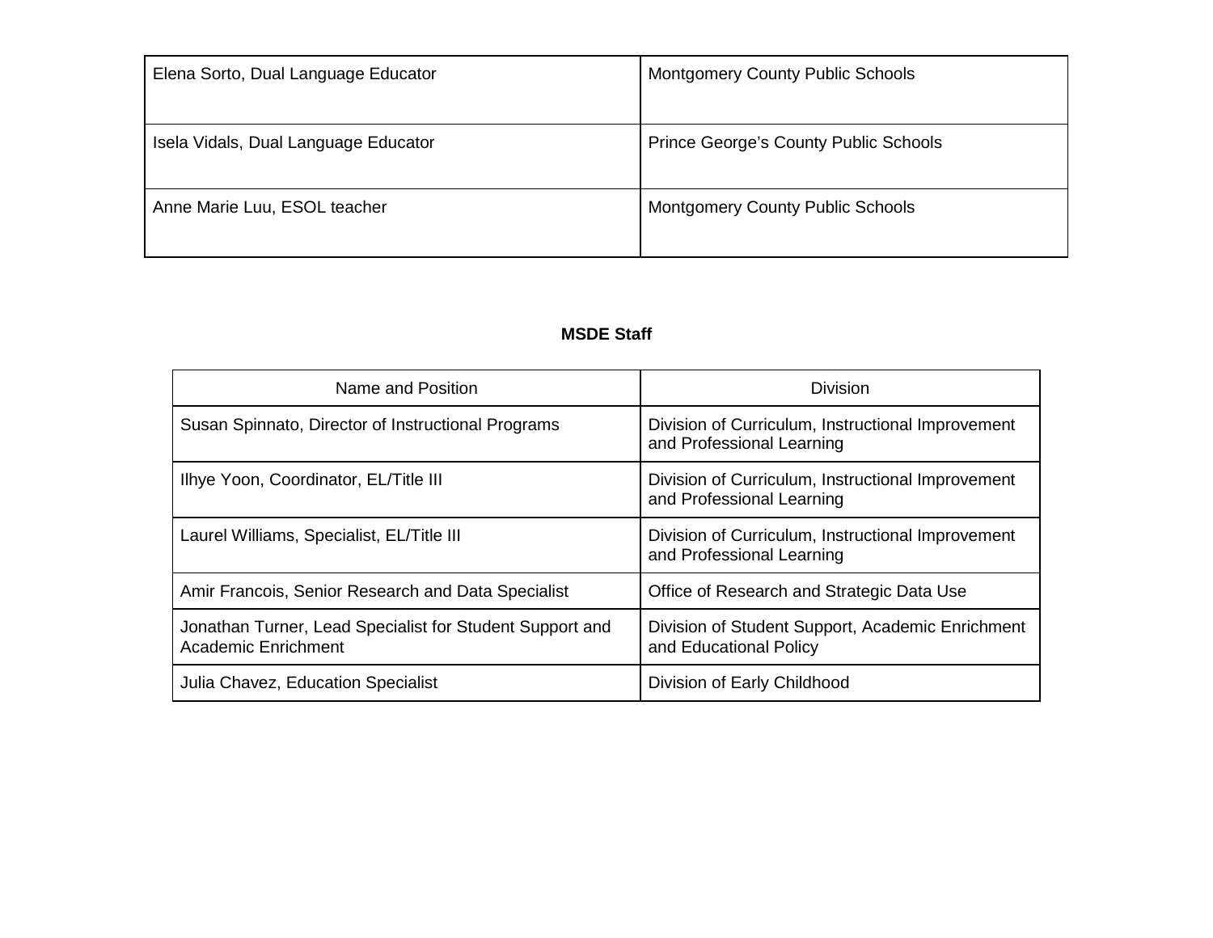| | |
|---|---|
| Elena Sorto, Dual Language Educator | Montgomery County Public Schools |
| Isela Vidals, Dual Language Educator | Prince George's County Public Schools |
| Anne Marie Luu, ESOL teacher | Montgomery County Public Schools |

**MSDE Staff**

| Name and Position | Division |
|---|---|
| Susan Spinnato, Director of Instructional Programs | Division of Curriculum, Instructional Improvement and Professional Learning |
| Ilhye Yoon, Coordinator, EL/Title III | Division of Curriculum, Instructional Improvement and Professional Learning |
| Laurel Williams, Specialist, EL/Title III | Division of Curriculum, Instructional Improvement and Professional Learning |
| Amir Francois, Senior Research and Data Specialist | Office of Research and Strategic Data Use |
| Jonathan Turner, Lead Specialist for Student Support and Academic Enrichment | Division of Student Support, Academic Enrichment and Educational Policy |
| Julia Chavez, Education Specialist | Division of Early Childhood |